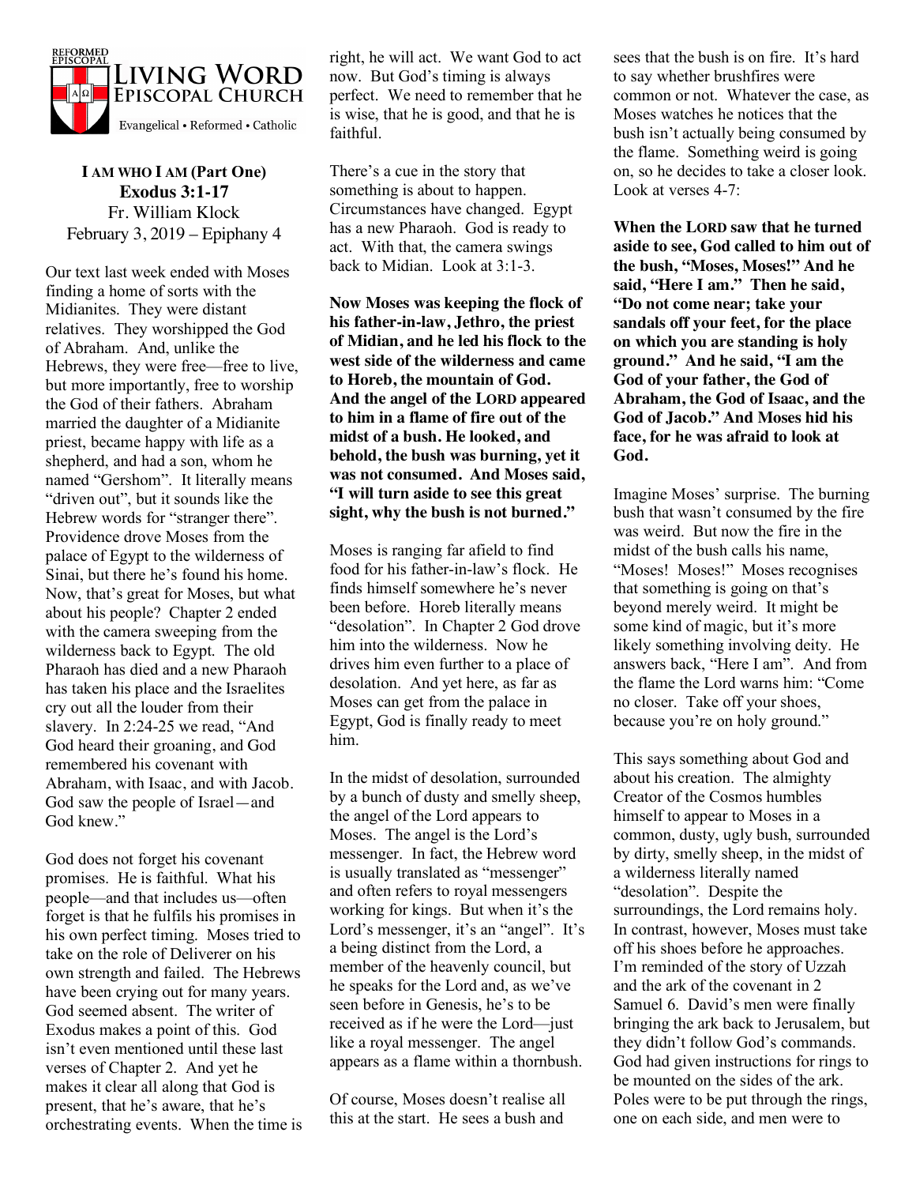REFORMED EPISCOPAL
**LIVING WORD EPISCOPAL CHURCH**
Evangelical • Reformed • Catholic

# I AM WHO I AM (Part One)

**Exodus 3:1-17**
Fr. William Klock
February 3, 2019 – Epiphany 4

Our text last week ended with Moses finding a home of sorts with the Midianites. They were distant relatives. They worshipped the God of Abraham. And, unlike the Hebrews, they were free—free to live, but more importantly, free to worship the God of their fathers. Abraham married the daughter of a Midianite priest, became happy with life as a shepherd, and had a son, whom he named "Gershom". It literally means "driven out", but it sounds like the Hebrew words for "stranger there". Providence drove Moses from the palace of Egypt to the wilderness of Sinai, but there he's found his home. Now, that's great for Moses, but what about his people? Chapter 2 ended with the camera sweeping from the wilderness back to Egypt. The old Pharaoh has died and a new Pharaoh has taken his place and the Israelites cry out all the louder from their slavery. In 2:24-25 we read, "And God heard their groaning, and God remembered his covenant with Abraham, with Isaac, and with Jacob. God saw the people of Israel—and God knew."

God does not forget his covenant promises. He is faithful. What his people—and that includes us—often forget is that he fulfils his promises in his own perfect timing. Moses tried to take on the role of Deliverer on his own strength and failed. The Hebrews have been crying out for many years. God seemed absent. The writer of Exodus makes a point of this. God isn't even mentioned until these last verses of Chapter 2. And yet he makes it clear all along that God is present, that he's aware, that he's orchestrating events. When the time is right, he will act. We want God to act now. But God's timing is always perfect. We need to remember that he is wise, that he is good, and that he is faithful.

There's a cue in the story that something is about to happen. Circumstances have changed. Egypt has a new Pharaoh. God is ready to act. With that, the camera swings back to Midian. Look at 3:1-3.

**Now Moses was keeping the flock of his father-in-law, Jethro, the priest of Midian, and he led his flock to the west side of the wilderness and came to Horeb, the mountain of God. And the angel of the LORD appeared to him in a flame of fire out of the midst of a bush. He looked, and behold, the bush was burning, yet it was not consumed. And Moses said, "I will turn aside to see this great sight, why the bush is not burned."**

Moses is ranging far afield to find food for his father-in-law's flock. He finds himself somewhere he's never been before. Horeb literally means "desolation". In Chapter 2 God drove him into the wilderness. Now he drives him even further to a place of desolation. And yet here, as far as Moses can get from the palace in Egypt, God is finally ready to meet him.

In the midst of desolation, surrounded by a bunch of dusty and smelly sheep, the angel of the Lord appears to Moses. The angel is the Lord's messenger. In fact, the Hebrew word is usually translated as "messenger" and often refers to royal messengers working for kings. But when it's the Lord's messenger, it's an "angel". It's a being distinct from the Lord, a member of the heavenly council, but he speaks for the Lord and, as we've seen before in Genesis, he's to be received as if he were the Lord—just like a royal messenger. The angel appears as a flame within a thornbush.

Of course, Moses doesn't realise all this at the start. He sees a bush and sees that the bush is on fire. It's hard to say whether brushfires were common or not. Whatever the case, as Moses watches he notices that the bush isn't actually being consumed by the flame. Something weird is going on, so he decides to take a closer look. Look at verses 4-7:

**When the LORD saw that he turned aside to see, God called to him out of the bush, "Moses, Moses!" And he said, "Here I am." Then he said, "Do not come near; take your sandals off your feet, for the place on which you are standing is holy ground." And he said, "I am the God of your father, the God of Abraham, the God of Isaac, and the God of Jacob." And Moses hid his face, for he was afraid to look at God.**

Imagine Moses' surprise. The burning bush that wasn't consumed by the fire was weird. But now the fire in the midst of the bush calls his name, "Moses! Moses!" Moses recognises that something is going on that's beyond merely weird. It might be some kind of magic, but it's more likely something involving deity. He answers back, "Here I am". And from the flame the Lord warns him: "Come no closer. Take off your shoes, because you're on holy ground."

This says something about God and about his creation. The almighty Creator of the Cosmos humbles himself to appear to Moses in a common, dusty, ugly bush, surrounded by dirty, smelly sheep, in the midst of a wilderness literally named "desolation". Despite the surroundings, the Lord remains holy. In contrast, however, Moses must take off his shoes before he approaches. I'm reminded of the story of Uzzah and the ark of the covenant in 2 Samuel 6. David's men were finally bringing the ark back to Jerusalem, but they didn't follow God's commands. God had given instructions for rings to be mounted on the sides of the ark. Poles were to be put through the rings, one on each side, and men were to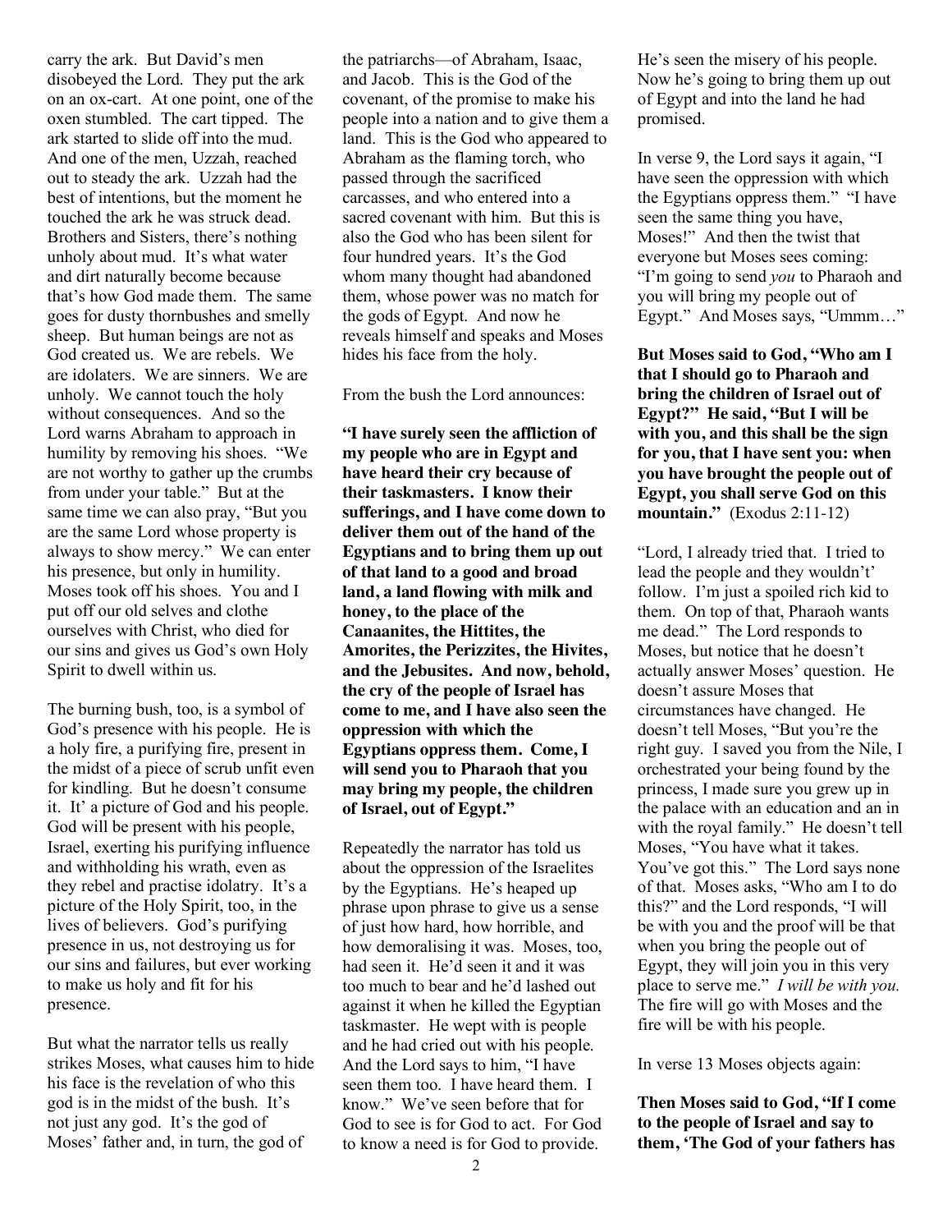carry the ark. But David's men disobeyed the Lord. They put the ark on an ox-cart. At one point, one of the oxen stumbled. The cart tipped. The ark started to slide off into the mud. And one of the men, Uzzah, reached out to steady the ark. Uzzah had the best of intentions, but the moment he touched the ark he was struck dead. Brothers and Sisters, there's nothing unholy about mud. It's what water and dirt naturally become because that's how God made them. The same goes for dusty thornbushes and smelly sheep. But human beings are not as God created us. We are rebels. We are idolaters. We are sinners. We are unholy. We cannot touch the holy without consequences. And so the Lord warns Abraham to approach in humility by removing his shoes. "We are not worthy to gather up the crumbs from under your table." But at the same time we can also pray, "But you are the same Lord whose property is always to show mercy." We can enter his presence, but only in humility. Moses took off his shoes. You and I put off our old selves and clothe ourselves with Christ, who died for our sins and gives us God's own Holy Spirit to dwell within us.

The burning bush, too, is a symbol of God's presence with his people. He is a holy fire, a purifying fire, present in the midst of a piece of scrub unfit even for kindling. But he doesn't consume it. It' a picture of God and his people. God will be present with his people, Israel, exerting his purifying influence and withholding his wrath, even as they rebel and practise idolatry. It's a picture of the Holy Spirit, too, in the lives of believers. God's purifying presence in us, not destroying us for our sins and failures, but ever working to make us holy and fit for his presence.

But what the narrator tells us really strikes Moses, what causes him to hide his face is the revelation of who this god is in the midst of the bush. It's not just any god. It's the god of Moses' father and, in turn, the god of the patriarchs—of Abraham, Isaac, and Jacob. This is the God of the covenant, of the promise to make his people into a nation and to give them a land. This is the God who appeared to Abraham as the flaming torch, who passed through the sacrificed carcasses, and who entered into a sacred covenant with him. But this is also the God who has been silent for four hundred years. It's the God whom many thought had abandoned them, whose power was no match for the gods of Egypt. And now he reveals himself and speaks and Moses hides his face from the holy.

From the bush the Lord announces:

**"I have surely seen the affliction of my people who are in Egypt and have heard their cry because of their taskmasters. I know their sufferings, and I have come down to deliver them out of the hand of the Egyptians and to bring them up out of that land to a good and broad land, a land flowing with milk and honey, to the place of the Canaanites, the Hittites, the Amorites, the Perizzites, the Hivites, and the Jebusites. And now, behold, the cry of the people of Israel has come to me, and I have also seen the oppression with which the Egyptians oppress them. Come, I will send you to Pharaoh that you may bring my people, the children of Israel, out of Egypt."**

Repeatedly the narrator has told us about the oppression of the Israelites by the Egyptians. He's heaped up phrase upon phrase to give us a sense of just how hard, how horrible, and how demoralising it was. Moses, too, had seen it. He'd seen it and it was too much to bear and he'd lashed out against it when he killed the Egyptian taskmaster. He wept with is people and he had cried out with his people. And the Lord says to him, "I have seen them too. I have heard them. I know." We've seen before that for God to see is for God to act. For God to know a need is for God to provide. He's seen the misery of his people. Now he's going to bring them up out of Egypt and into the land he had promised.

In verse 9, the Lord says it again, "I have seen the oppression with which the Egyptians oppress them." "I have seen the same thing you have, Moses!" And then the twist that everyone but Moses sees coming: "I'm going to send *you* to Pharaoh and you will bring my people out of Egypt." And Moses says, "Ummm…"

**But Moses said to God, "Who am I that I should go to Pharaoh and bring the children of Israel out of Egypt?" He said, "But I will be with you, and this shall be the sign for you, that I have sent you: when you have brought the people out of Egypt, you shall serve God on this mountain."** (Exodus 2:11-12)

"Lord, I already tried that. I tried to lead the people and they wouldn't' follow. I'm just a spoiled rich kid to them. On top of that, Pharaoh wants me dead." The Lord responds to Moses, but notice that he doesn't actually answer Moses' question. He doesn't assure Moses that circumstances have changed. He doesn't tell Moses, "But you're the right guy. I saved you from the Nile, I orchestrated your being found by the princess, I made sure you grew up in the palace with an education and an in with the royal family." He doesn't tell Moses, "You have what it takes. You've got this." The Lord says none of that. Moses asks, "Who am I to do this?" and the Lord responds, "I will be with you and the proof will be that when you bring the people out of Egypt, they will join you in this very place to serve me." *I will be with you.* The fire will go with Moses and the fire will be with his people.

In verse 13 Moses objects again:

**Then Moses said to God, "If I come to the people of Israel and say to them, 'The God of your fathers has**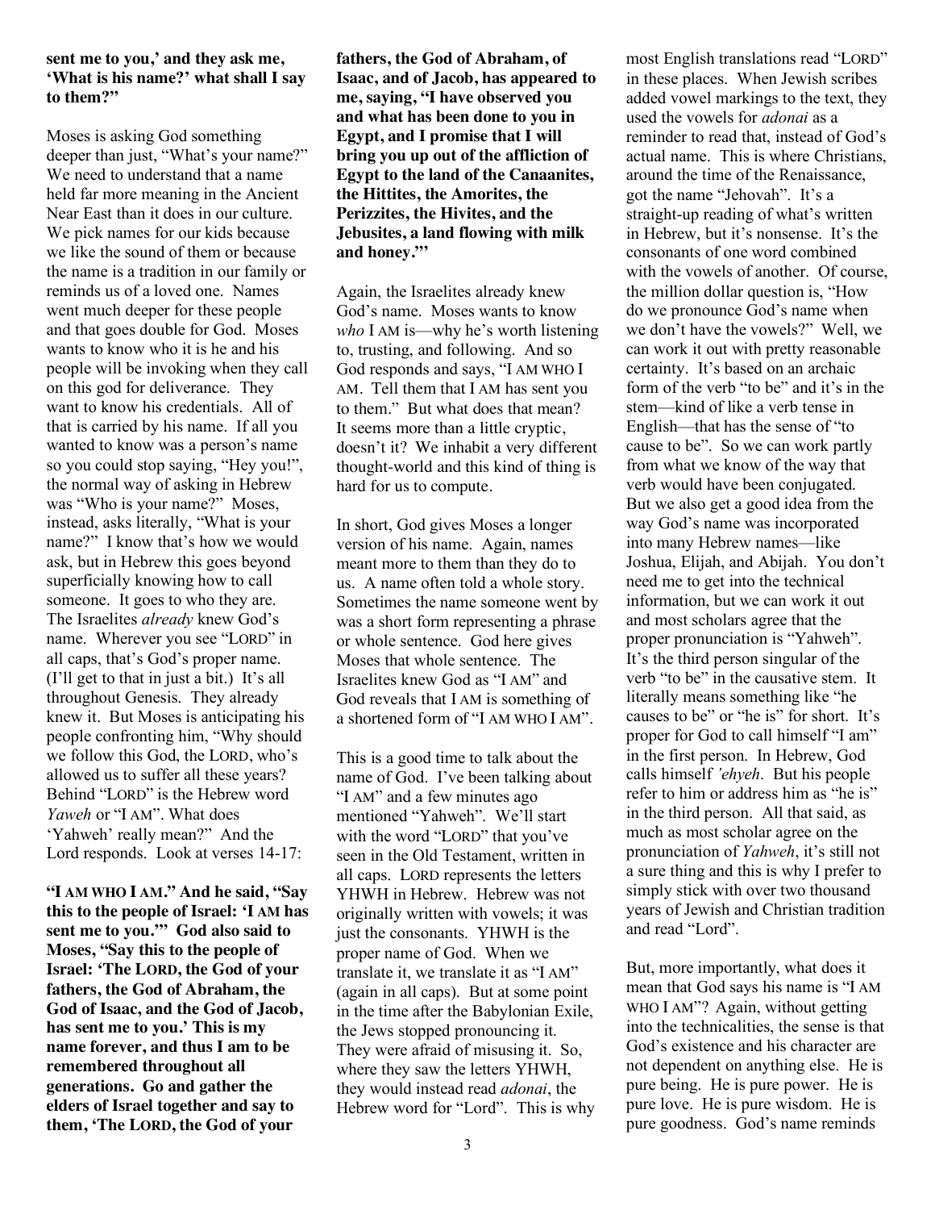**sent me to you,' and they ask me, 'What is his name?' what shall I say to them?"**

Moses is asking God something deeper than just, "What's your name?" We need to understand that a name held far more meaning in the Ancient Near East than it does in our culture. We pick names for our kids because we like the sound of them or because the name is a tradition in our family or reminds us of a loved one. Names went much deeper for these people and that goes double for God. Moses wants to know who it is he and his people will be invoking when they call on this god for deliverance. They want to know his credentials. All of that is carried by his name. If all you wanted to know was a person's name so you could stop saying, "Hey you!", the normal way of asking in Hebrew was "Who is your name?" Moses, instead, asks literally, "What is your name?" I know that's how we would ask, but in Hebrew this goes beyond superficially knowing how to call someone. It goes to who they are. The Israelites *already* knew God's name. Wherever you see "LORD" in all caps, that's God's proper name. (I'll get to that in just a bit.) It's all throughout Genesis. They already knew it. But Moses is anticipating his people confronting him, "Why should we follow this God, the LORD, who's allowed us to suffer all these years? Behind "LORD" is the Hebrew word *Yaweh* or "I AM". What does 'Yahweh' really mean?" And the Lord responds. Look at verses 14-17:

**"I AM WHO I AM." And he said, "Say this to the people of Israel: 'I AM has sent me to you.'" God also said to Moses, "Say this to the people of Israel: 'The LORD, the God of your fathers, the God of Abraham, the God of Isaac, and the God of Jacob, has sent me to you.' This is my name forever, and thus I am to be remembered throughout all generations. Go and gather the elders of Israel together and say to them, 'The LORD, the God of your fathers, the God of Abraham, of Isaac, and of Jacob, has appeared to me, saying, "I have observed you and what has been done to you in Egypt, and I promise that I will bring you up out of the affliction of Egypt to the land of the Canaanites, the Hittites, the Amorites, the Perizzites, the Hivites, and the Jebusites, a land flowing with milk and honey."'**

Again, the Israelites already knew God's name. Moses wants to know *who* I AM is—why he's worth listening to, trusting, and following. And so God responds and says, "I AM WHO I AM. Tell them that I AM has sent you to them." But what does that mean? It seems more than a little cryptic, doesn't it? We inhabit a very different thought-world and this kind of thing is hard for us to compute.

In short, God gives Moses a longer version of his name. Again, names meant more to them than they do to us. A name often told a whole story. Sometimes the name someone went by was a short form representing a phrase or whole sentence. God here gives Moses that whole sentence. The Israelites knew God as "I AM" and God reveals that I AM is something of a shortened form of "I AM WHO I AM".

This is a good time to talk about the name of God. I've been talking about "I AM" and a few minutes ago mentioned "Yahweh". We'll start with the word "LORD" that you've seen in the Old Testament, written in all caps. LORD represents the letters YHWH in Hebrew. Hebrew was not originally written with vowels; it was just the consonants. YHWH is the proper name of God. When we translate it, we translate it as "I AM" (again in all caps). But at some point in the time after the Babylonian Exile, the Jews stopped pronouncing it. They were afraid of misusing it. So, where they saw the letters YHWH, they would instead read *adonai*, the Hebrew word for "Lord". This is why most English translations read "LORD" in these places. When Jewish scribes added vowel markings to the text, they used the vowels for *adonai* as a reminder to read that, instead of God's actual name. This is where Christians, around the time of the Renaissance, got the name "Jehovah". It's a straight-up reading of what's written in Hebrew, but it's nonsense. It's the consonants of one word combined with the vowels of another. Of course, the million dollar question is, "How do we pronounce God's name when we don't have the vowels?" Well, we can work it out with pretty reasonable certainty. It's based on an archaic form of the verb "to be" and it's in the stem—kind of like a verb tense in English—that has the sense of "to cause to be". So we can work partly from what we know of the way that verb would have been conjugated. But we also get a good idea from the way God's name was incorporated into many Hebrew names—like Joshua, Elijah, and Abijah. You don't need me to get into the technical information, but we can work it out and most scholars agree that the proper pronunciation is "Yahweh". It's the third person singular of the verb "to be" in the causative stem. It literally means something like "he causes to be" or "he is" for short. It's proper for God to call himself "I am" in the first person. In Hebrew, God calls himself *'ehyeh*. But his people refer to him or address him as "he is" in the third person. All that said, as much as most scholar agree on the pronunciation of *Yahweh*, it's still not a sure thing and this is why I prefer to simply stick with over two thousand years of Jewish and Christian tradition and read "Lord".

But, more importantly, what does it mean that God says his name is "I AM WHO I AM"? Again, without getting into the technicalities, the sense is that God's existence and his character are not dependent on anything else. He is pure being. He is pure power. He is pure love. He is pure wisdom. He is pure goodness. God's name reminds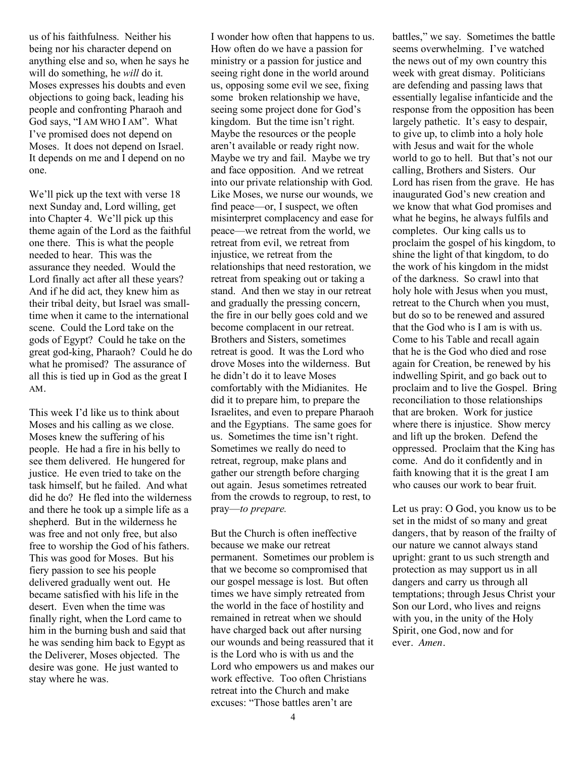us of his faithfulness. Neither his being nor his character depend on anything else and so, when he says he will do something, he *will* do it. Moses expresses his doubts and even objections to going back, leading his people and confronting Pharaoh and God says, "I AM WHO I AM". What I've promised does not depend on Moses. It does not depend on Israel. It depends on me and I depend on no one.

We'll pick up the text with verse 18 next Sunday and, Lord willing, get into Chapter 4. We'll pick up this theme again of the Lord as the faithful one there. This is what the people needed to hear. This was the assurance they needed. Would the Lord finally act after all these years? And if he did act, they knew him as their tribal deity, but Israel was small-time when it came to the international scene. Could the Lord take on the gods of Egypt? Could he take on the great god-king, Pharaoh? Could he do what he promised? The assurance of all this is tied up in God as the great I AM.

This week I'd like us to think about Moses and his calling as we close. Moses knew the suffering of his people. He had a fire in his belly to see them delivered. He hungered for justice. He even tried to take on the task himself, but he failed. And what did he do? He fled into the wilderness and there he took up a simple life as a shepherd. But in the wilderness he was free and not only free, but also free to worship the God of his fathers. This was good for Moses. But his fiery passion to see his people delivered gradually went out. He became satisfied with his life in the desert. Even when the time was finally right, when the Lord came to him in the burning bush and said that he was sending him back to Egypt as the Deliverer, Moses objected. The desire was gone. He just wanted to stay where he was.

I wonder how often that happens to us. How often do we have a passion for ministry or a passion for justice and seeing right done in the world around us, opposing some evil we see, fixing some broken relationship we have, seeing some project done for God's kingdom. But the time isn't right. Maybe the resources or the people aren't available or ready right now. Maybe we try and fail. Maybe we try and face opposition. And we retreat into our private relationship with God. Like Moses, we nurse our wounds, we find peace—or, I suspect, we often misinterpret complacency and ease for peace—we retreat from the world, we retreat from evil, we retreat from injustice, we retreat from the relationships that need restoration, we retreat from speaking out or taking a stand. And then we stay in our retreat and gradually the pressing concern, the fire in our belly goes cold and we become complacent in our retreat. Brothers and Sisters, sometimes retreat is good. It was the Lord who drove Moses into the wilderness. But he didn't do it to leave Moses comfortably with the Midianites. He did it to prepare him, to prepare the Israelites, and even to prepare Pharaoh and the Egyptians. The same goes for us. Sometimes the time isn't right. Sometimes we really do need to retreat, regroup, make plans and gather our strength before charging out again. Jesus sometimes retreated from the crowds to regroup, to rest, to pray—*to prepare.*

But the Church is often ineffective because we make our retreat permanent. Sometimes our problem is that we become so compromised that our gospel message is lost. But often times we have simply retreated from the world in the face of hostility and remained in retreat when we should have charged back out after nursing our wounds and being reassured that it is the Lord who is with us and the Lord who empowers us and makes our work effective. Too often Christians retreat into the Church and make excuses: "Those battles aren't are battles," we say. Sometimes the battle seems overwhelming. I've watched the news out of my own country this week with great dismay. Politicians are defending and passing laws that essentially legalise infanticide and the response from the opposition has been largely pathetic. It's easy to despair, to give up, to climb into a holy hole with Jesus and wait for the whole world to go to hell. But that's not our calling, Brothers and Sisters. Our Lord has risen from the grave. He has inaugurated God's new creation and we know that what God promises and what he begins, he always fulfils and completes. Our king calls us to proclaim the gospel of his kingdom, to shine the light of that kingdom, to do the work of his kingdom in the midst of the darkness. So crawl into that holy hole with Jesus when you must, retreat to the Church when you must, but do so to be renewed and assured that the God who is I am is with us. Come to his Table and recall again that he is the God who died and rose again for Creation, be renewed by his indwelling Spirit, and go back out to proclaim and to live the Gospel. Bring reconciliation to those relationships that are broken. Work for justice where there is injustice. Show mercy and lift up the broken. Defend the oppressed. Proclaim that the King has come. And do it confidently and in faith knowing that it is the great I am who causes our work to bear fruit.

Let us pray: O God, you know us to be set in the midst of so many and great dangers, that by reason of the frailty of our nature we cannot always stand upright: grant to us such strength and protection as may support us in all dangers and carry us through all temptations; through Jesus Christ your Son our Lord, who lives and reigns with you, in the unity of the Holy Spirit, one God, now and for ever. *Amen.*